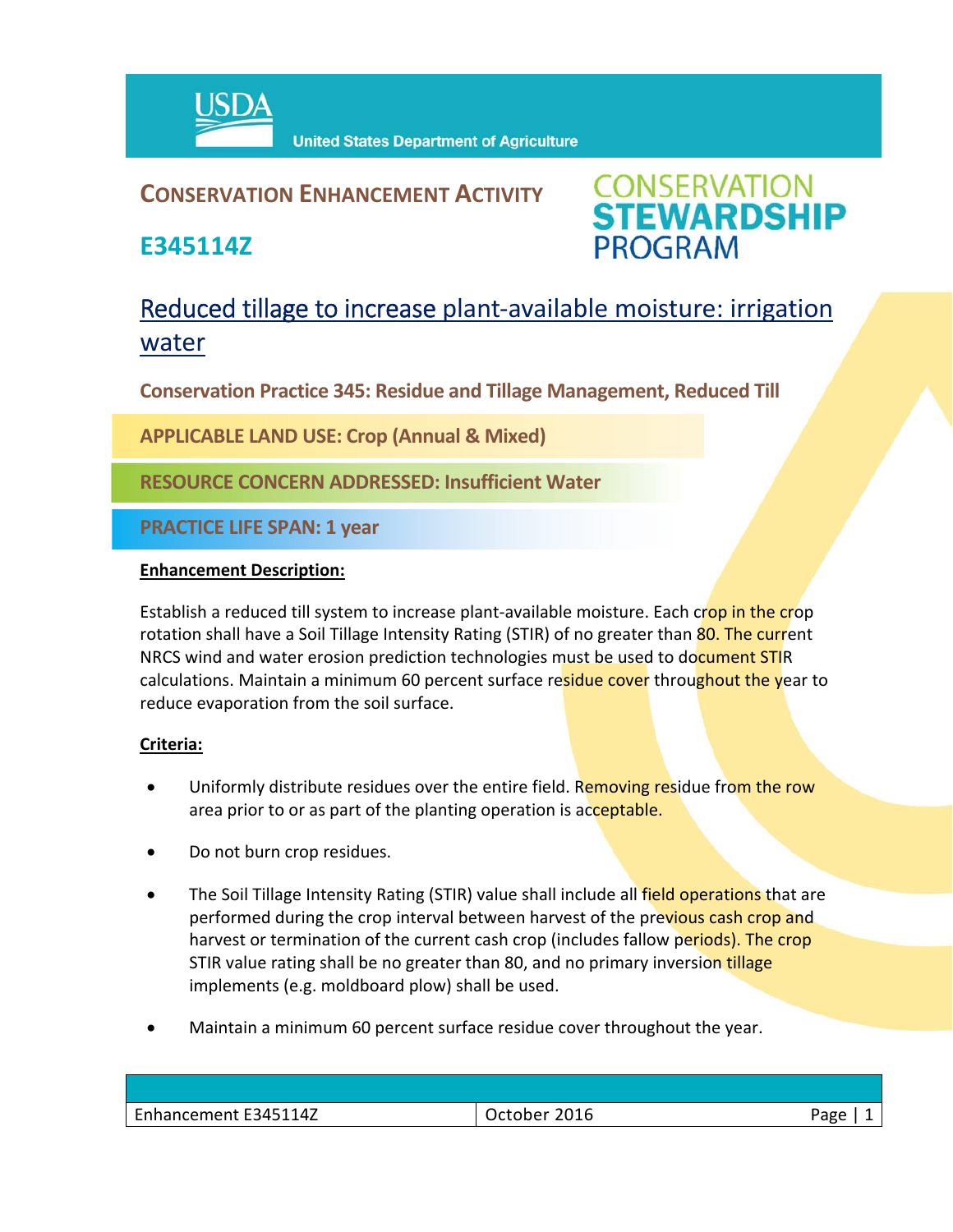USDA United States Department of Agriculture

# CONSERVATION ENHANCEMENT ACTIVITY

## E345114Z

CONSERVATION STEWARDSHIP PROGRAM

# Reduced tillage to increase plant-available moisture: irrigation water

**Conservation Practice 345: Residue and Tillage Management, Reduced Till**

**APPLICABLE LAND USE: Crop (Annual & Mixed)**

**RESOURCE CONCERN ADDRESSED: Insufficient Water**

**PRACTICE LIFE SPAN: 1 year**

**Enhancement Description:**

Establish a reduced till system to increase plant-available moisture. Each crop in the crop rotation shall have a Soil Tillage Intensity Rating (STIR) of no greater than 80. The current NRCS wind and water erosion prediction technologies must be used to document STIR calculations. Maintain a minimum 60 percent surface residue cover throughout the year to reduce evaporation from the soil surface.

**Criteria:**

- Uniformly distribute residues over the entire field. Removing residue from the row area prior to or as part of the planting operation is acceptable.
- Do not burn crop residues.
- The Soil Tillage Intensity Rating (STIR) value shall include all field operations that are performed during the crop interval between harvest of the previous cash crop and harvest or termination of the current cash crop (includes fallow periods). The crop STIR value rating shall be no greater than 80, and no primary inversion tillage implements (e.g. moldboard plow) shall be used.
- Maintain a minimum 60 percent surface residue cover throughout the year.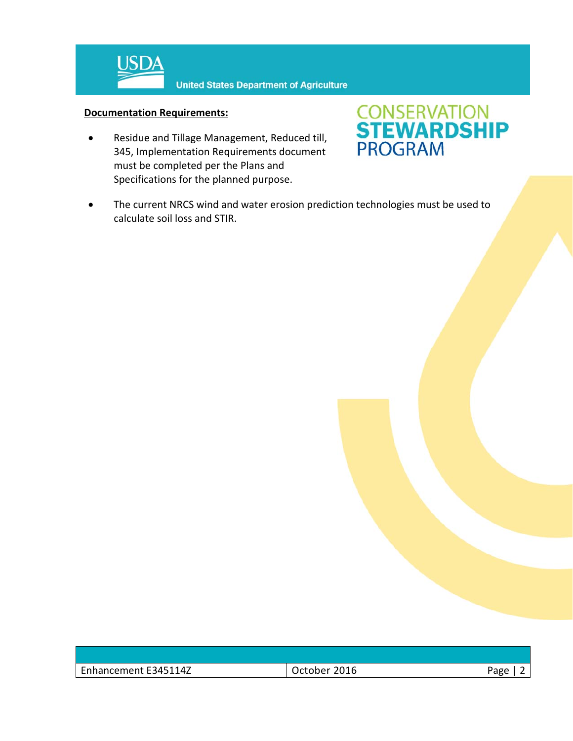**Documentation Requirements:**

- Residue and Tillage Management, Reduced till, 345, Implementation Requirements document must be completed per the Plans and Specifications for the planned purpose.
- The current NRCS wind and water erosion prediction technologies must be used to calculate soil loss and STIR.